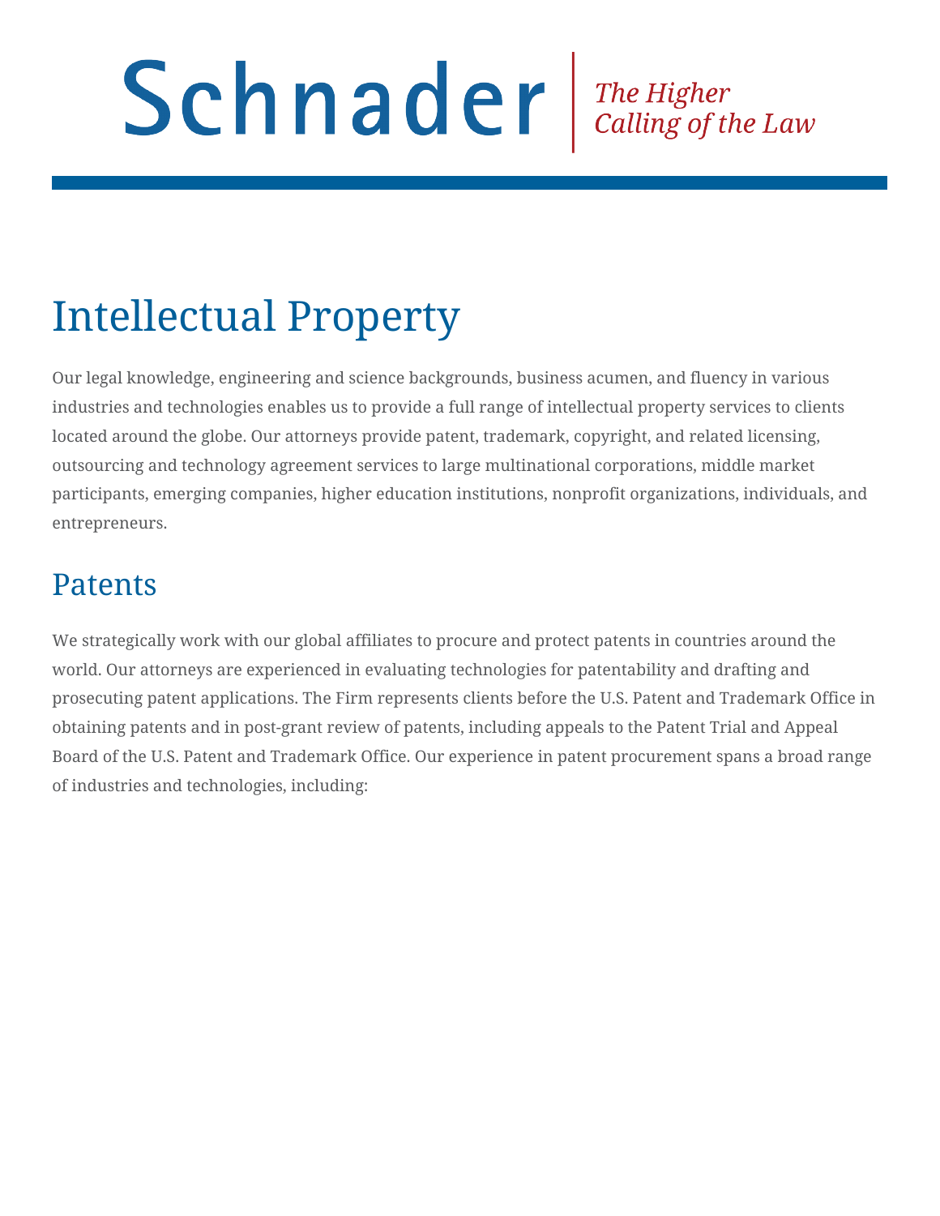Schnader | The Higher Calling of the Law

# Intellectual Property

Our legal knowledge, engineering and science backgrounds, business acumen, and fluency in various industries and technologies enables us to provide a full range of intellectual property services to clients located around the globe. Our attorneys provide patent, trademark, copyright, and related licensing, outsourcing and technology agreement services to large multinational corporations, middle market participants, emerging companies, higher education institutions, nonprofit organizations, individuals, and entrepreneurs.

## Patents

We strategically work with our global affiliates to procure and protect patents in countries around the world. Our attorneys are experienced in evaluating technologies for patentability and drafting and prosecuting patent applications. The Firm represents clients before the U.S. Patent and Trademark Office in obtaining patents and in post-grant review of patents, including appeals to the Patent Trial and Appeal Board of the U.S. Patent and Trademark Office. Our experience in patent procurement spans a broad range of industries and technologies, including: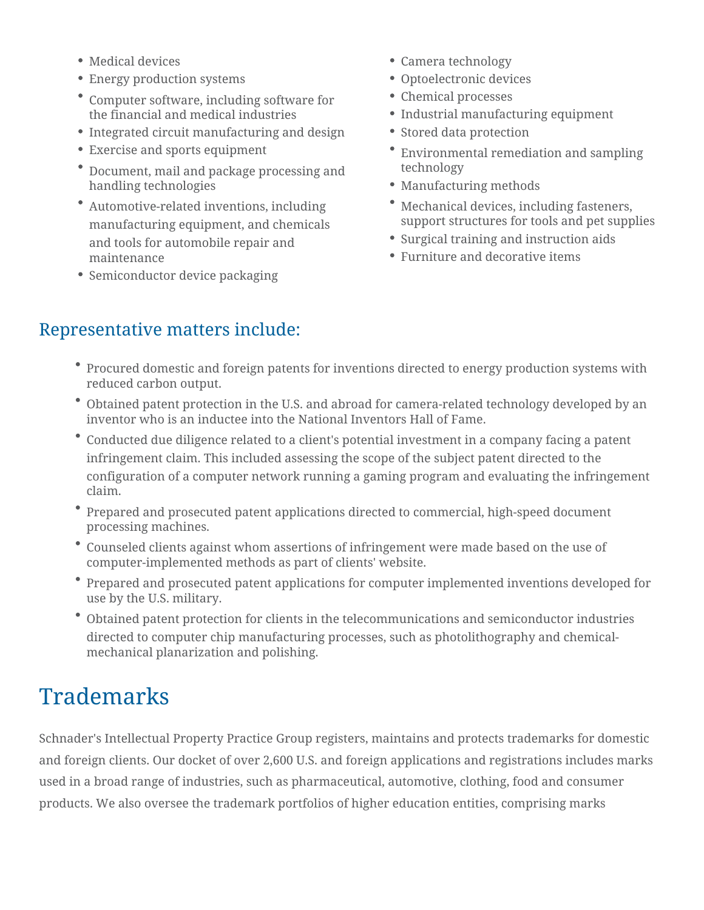- Medical devices
- Energy production systems
- Computer software, including software for the financial and medical industries
- Integrated circuit manufacturing and design
- Exercise and sports equipment
- Document, mail and package processing and handling technologies
- Automotive-related inventions, including manufacturing equipment, and chemicals and tools for automobile repair and maintenance
- Semiconductor device packaging
- Camera technology
- Optoelectronic devices
- Chemical processes
- Industrial manufacturing equipment
- Stored data protection
- Environmental remediation and sampling technology
- Manufacturing methods
- Mechanical devices, including fasteners, support structures for tools and pet supplies
- Surgical training and instruction aids
- Furniture and decorative items

## Representative matters include:

- Procured domestic and foreign patents for inventions directed to energy production systems with reduced carbon output.
- Obtained patent protection in the U.S. and abroad for camera-related technology developed by an inventor who is an inductee into the National Inventors Hall of Fame.
- Conducted due diligence related to a client's potential investment in a company facing a patent infringement claim. This included assessing the scope of the subject patent directed to the configuration of a computer network running a gaming program and evaluating the infringement claim.
- Prepared and prosecuted patent applications directed to commercial, high-speed document processing machines.
- Counseled clients against whom assertions of infringement were made based on the use of computer-implemented methods as part of clients' website.
- Prepared and prosecuted patent applications for computer implemented inventions developed for use by the U.S. military.
- Obtained patent protection for clients in the telecommunications and semiconductor industries directed to computer chip manufacturing processes, such as photolithography and chemical-mechanical planarization and polishing.

# Trademarks

Schnader's Intellectual Property Practice Group registers, maintains and protects trademarks for domestic and foreign clients. Our docket of over 2,600 U.S. and foreign applications and registrations includes marks used in a broad range of industries, such as pharmaceutical, automotive, clothing, food and consumer products. We also oversee the trademark portfolios of higher education entities, comprising marks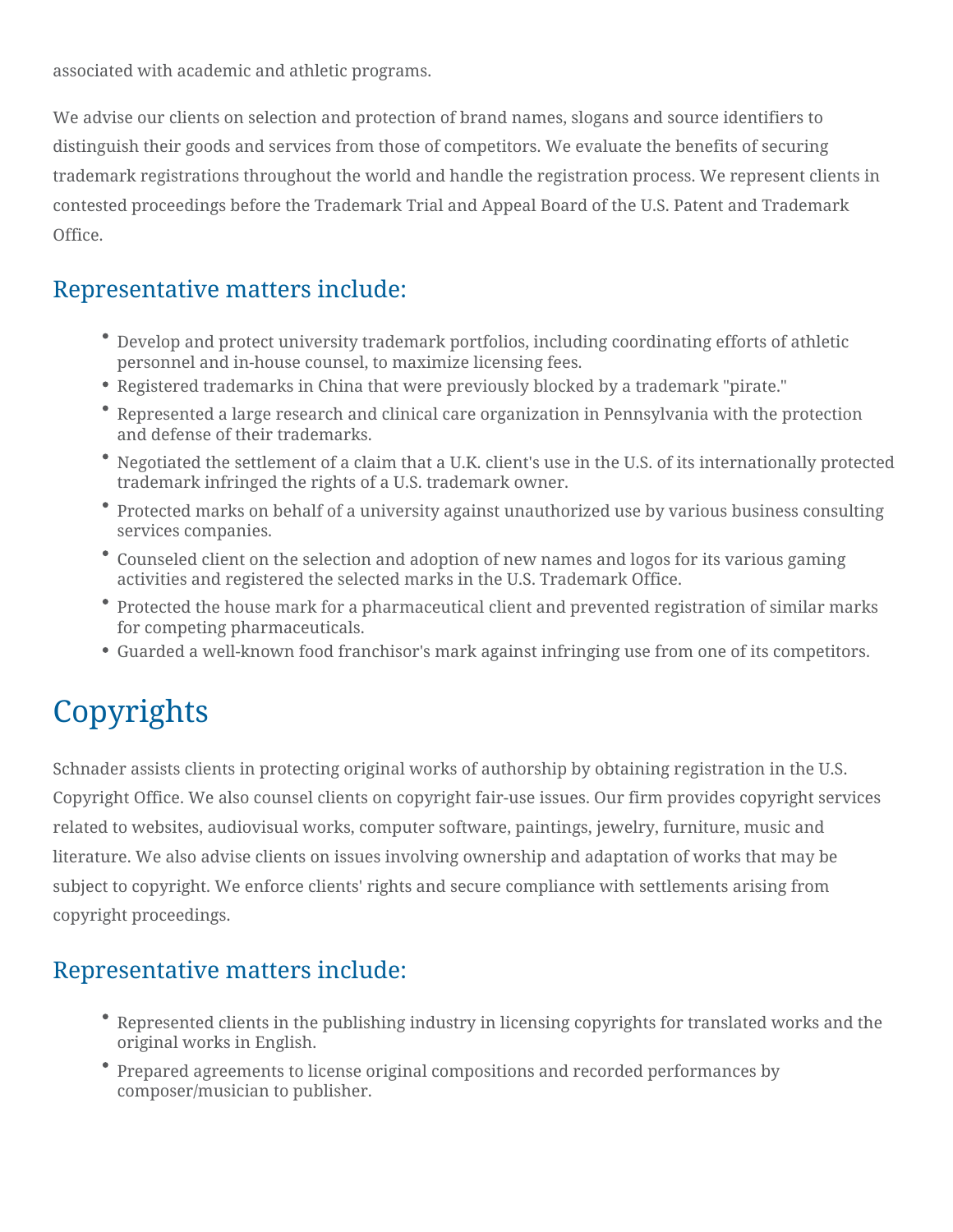associated with academic and athletic programs.

We advise our clients on selection and protection of brand names, slogans and source identifiers to distinguish their goods and services from those of competitors. We evaluate the benefits of securing trademark registrations throughout the world and handle the registration process. We represent clients in contested proceedings before the Trademark Trial and Appeal Board of the U.S. Patent and Trademark Office.

## Representative matters include:

- Develop and protect university trademark portfolios, including coordinating efforts of athletic personnel and in-house counsel, to maximize licensing fees.
- Registered trademarks in China that were previously blocked by a trademark "pirate."
- Represented a large research and clinical care organization in Pennsylvania with the protection and defense of their trademarks.
- Negotiated the settlement of a claim that a U.K. client's use in the U.S. of its internationally protected trademark infringed the rights of a U.S. trademark owner.
- Protected marks on behalf of a university against unauthorized use by various business consulting services companies.
- Counseled client on the selection and adoption of new names and logos for its various gaming activities and registered the selected marks in the U.S. Trademark Office.
- Protected the house mark for a pharmaceutical client and prevented registration of similar marks for competing pharmaceuticals.
- Guarded a well-known food franchisor's mark against infringing use from one of its competitors.

# Copyrights

Schnader assists clients in protecting original works of authorship by obtaining registration in the U.S. Copyright Office. We also counsel clients on copyright fair-use issues. Our firm provides copyright services related to websites, audiovisual works, computer software, paintings, jewelry, furniture, music and literature. We also advise clients on issues involving ownership and adaptation of works that may be subject to copyright. We enforce clients' rights and secure compliance with settlements arising from copyright proceedings.

## Representative matters include:

- Represented clients in the publishing industry in licensing copyrights for translated works and the original works in English.
- Prepared agreements to license original compositions and recorded performances by composer/musician to publisher.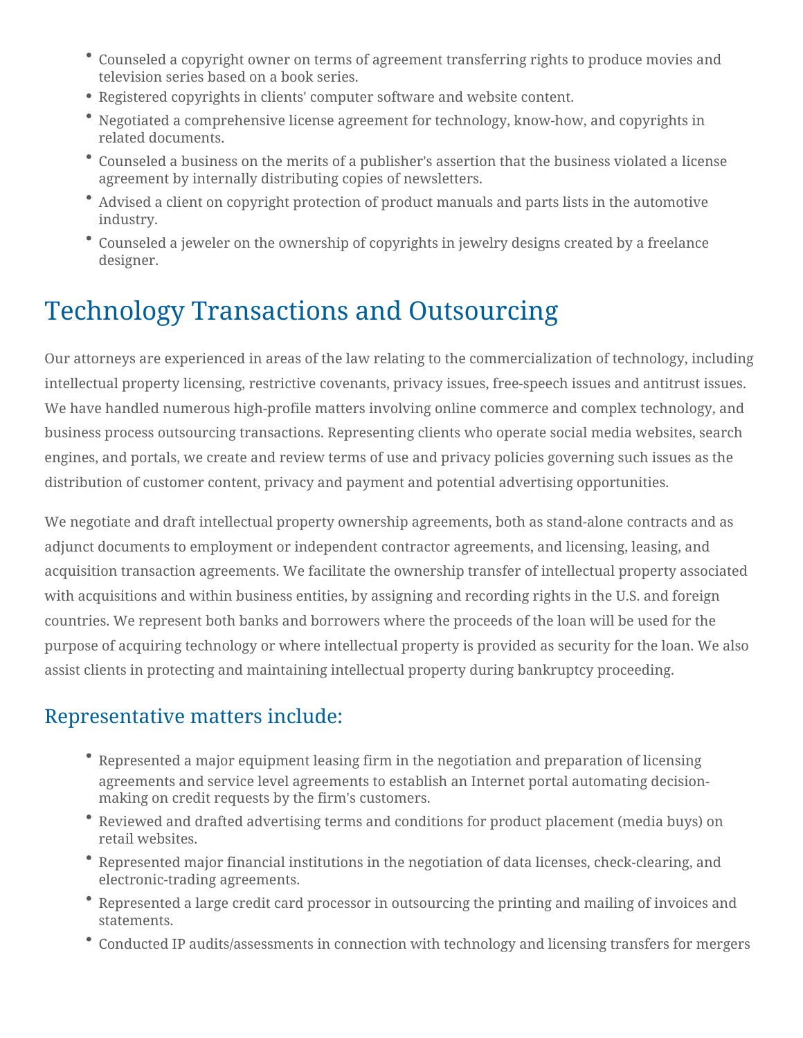- Counseled a copyright owner on terms of agreement transferring rights to produce movies and television series based on a book series.
- Registered copyrights in clients' computer software and website content.
- Negotiated a comprehensive license agreement for technology, know-how, and copyrights in related documents.
- Counseled a business on the merits of a publisher's assertion that the business violated a license agreement by internally distributing copies of newsletters.
- Advised a client on copyright protection of product manuals and parts lists in the automotive industry.
- Counseled a jeweler on the ownership of copyrights in jewelry designs created by a freelance designer.

# Technology Transactions and Outsourcing

Our attorneys are experienced in areas of the law relating to the commercialization of technology, including intellectual property licensing, restrictive covenants, privacy issues, free-speech issues and antitrust issues. We have handled numerous high-profile matters involving online commerce and complex technology, and business process outsourcing transactions. Representing clients who operate social media websites, search engines, and portals, we create and review terms of use and privacy policies governing such issues as the distribution of customer content, privacy and payment and potential advertising opportunities.

We negotiate and draft intellectual property ownership agreements, both as stand-alone contracts and as adjunct documents to employment or independent contractor agreements, and licensing, leasing, and acquisition transaction agreements. We facilitate the ownership transfer of intellectual property associated with acquisitions and within business entities, by assigning and recording rights in the U.S. and foreign countries. We represent both banks and borrowers where the proceeds of the loan will be used for the purpose of acquiring technology or where intellectual property is provided as security for the loan. We also assist clients in protecting and maintaining intellectual property during bankruptcy proceeding.

## Representative matters include:

- Represented a major equipment leasing firm in the negotiation and preparation of licensing agreements and service level agreements to establish an Internet portal automating decision-making on credit requests by the firm's customers.
- Reviewed and drafted advertising terms and conditions for product placement (media buys) on retail websites.
- Represented major financial institutions in the negotiation of data licenses, check-clearing, and electronic-trading agreements.
- Represented a large credit card processor in outsourcing the printing and mailing of invoices and statements.
- Conducted IP audits/assessments in connection with technology and licensing transfers for mergers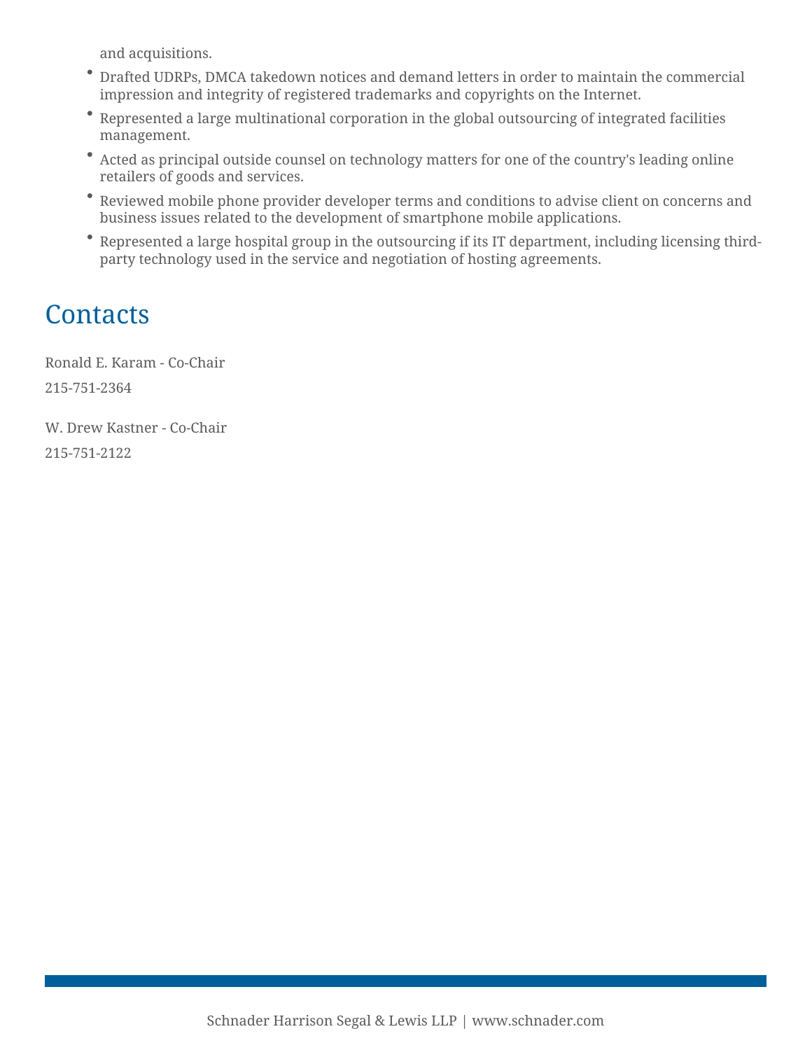and acquisitions.

- Drafted UDRPs, DMCA takedown notices and demand letters in order to maintain the commercial impression and integrity of registered trademarks and copyrights on the Internet.
- Represented a large multinational corporation in the global outsourcing of integrated facilities management.
- Acted as principal outside counsel on technology matters for one of the country's leading online retailers of goods and services.
- Reviewed mobile phone provider developer terms and conditions to advise client on concerns and business issues related to the development of smartphone mobile applications.
- Represented a large hospital group in the outsourcing if its IT department, including licensing third-party technology used in the service and negotiation of hosting agreements.

## Contacts

Ronald E. Karam - Co-Chair

215-751-2364

W. Drew Kastner - Co-Chair

215-751-2122